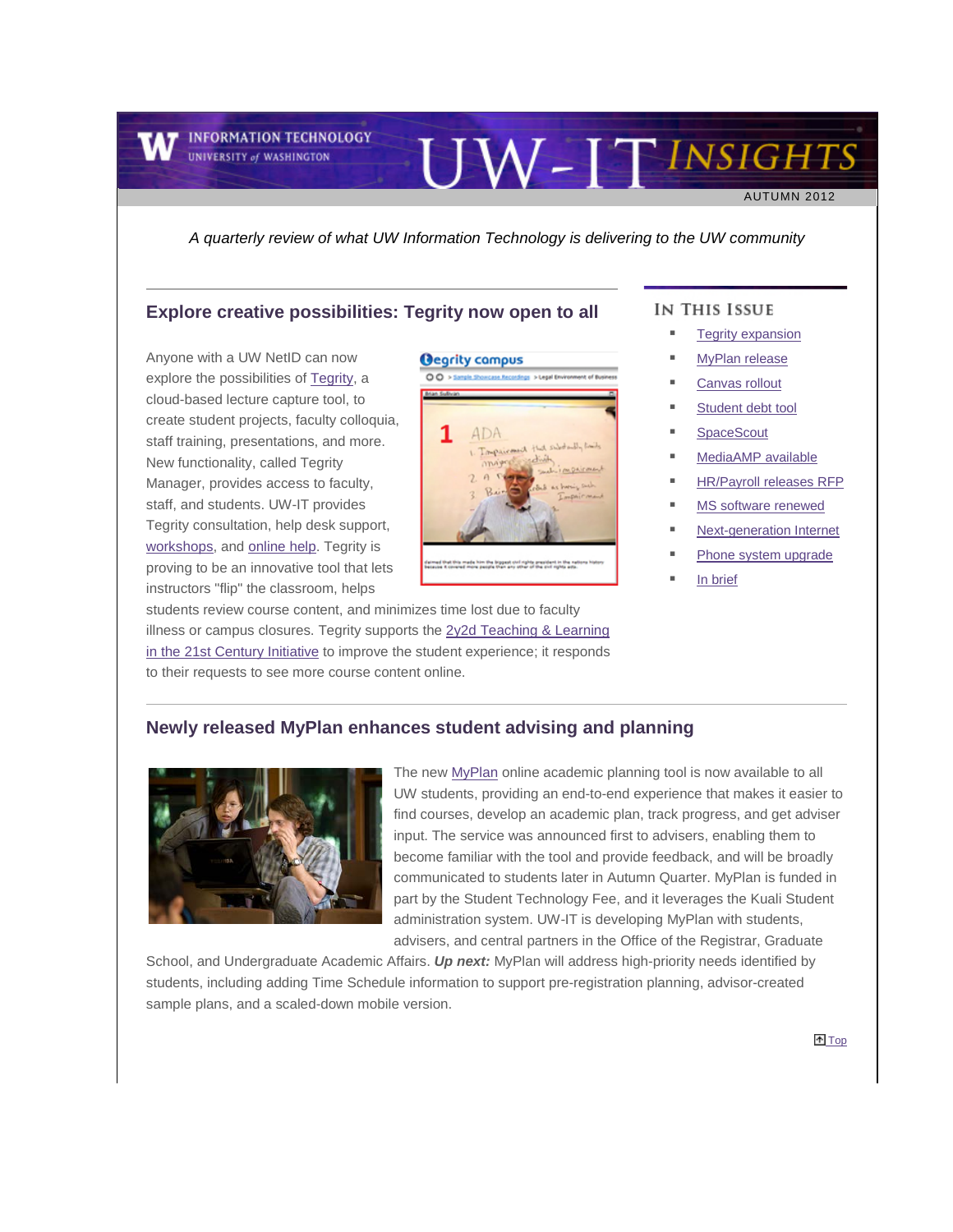# UW-IT INSIGHTS

INFORMATION TECHNOLOGY
UNIVERSITY of WASHINGTON

AUTUMN 2012

*A quarterly review of what UW Information Technology is delivering to the UW community*

## Explore creative possibilities: Tegrity now open to all

Anyone with a UW NetID can now explore the possibilities of Tegrity, a cloud-based lecture capture tool, to create student projects, faculty colloquia, staff training, presentations, and more. New functionality, called Tegrity Manager, provides access to faculty, staff, and students. UW-IT provides Tegrity consultation, help desk support, workshops, and online help. Tegrity is proving to be an innovative tool that lets instructors "flip" the classroom, helps students review course content, and minimizes time lost due to faculty illness or campus closures. Tegrity supports the 2y2d Teaching & Learning in the 21st Century Initiative to improve the student experience; it responds to their requests to see more course content online.

## Newly released MyPlan enhances student advising and planning

The new MyPlan online academic planning tool is now available to all UW students, providing an end-to-end experience that makes it easier to find courses, develop an academic plan, track progress, and get adviser input. The service was announced first to advisers, enabling them to become familiar with the tool and provide feedback, and will be broadly communicated to students later in Autumn Quarter. MyPlan is funded in part by the Student Technology Fee, and it leverages the Kuali Student administration system. UW-IT is developing MyPlan with students, advisers, and central partners in the Office of the Registrar, Graduate School, and Undergraduate Academic Affairs. ***Up next:*** MyPlan will address high-priority needs identified by students, including adding Time Schedule information to support pre-registration planning, advisor-created sample plans, and a scaled-down mobile version.

Top

### IN THIS ISSUE

- Tegrity expansion
- MyPlan release
- Canvas rollout
- Student debt tool
- SpaceScout
- MediaAMP available
- HR/Payroll releases RFP
- MS software renewed
- Next-generation Internet
- Phone system upgrade
- In brief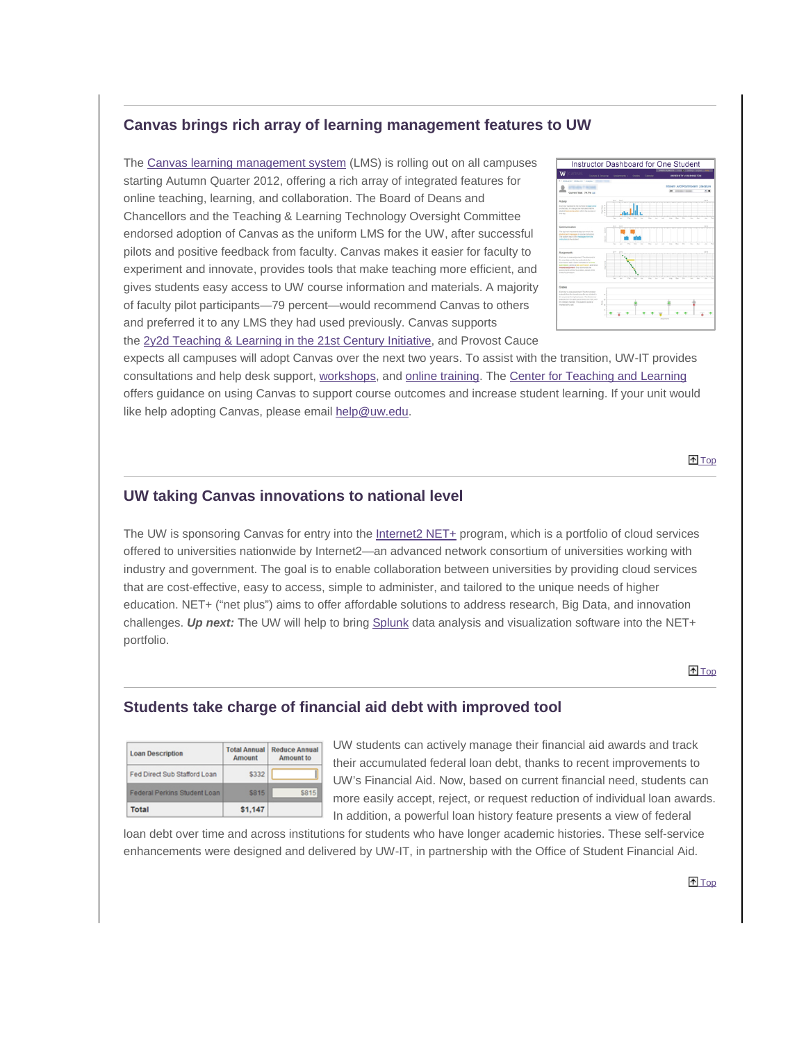## Canvas brings rich array of learning management features to UW

The Canvas learning management system (LMS) is rolling out on all campuses starting Autumn Quarter 2012, offering a rich array of integrated features for online teaching, learning, and collaboration. The Board of Deans and Chancellors and the Teaching & Learning Technology Oversight Committee endorsed adoption of Canvas as the uniform LMS for the UW, after successful pilots and positive feedback from faculty. Canvas makes it easier for faculty to experiment and innovate, provides tools that make teaching more efficient, and gives students easy access to UW course information and materials. A majority of faculty pilot participants—79 percent—would recommend Canvas to others and preferred it to any LMS they had used previously. Canvas supports the 2y2d Teaching & Learning in the 21st Century Initiative, and Provost Cauce expects all campuses will adopt Canvas over the next two years. To assist with the transition, UW-IT provides consultations and help desk support, workshops, and online training. The Center for Teaching and Learning offers guidance on using Canvas to support course outcomes and increase student learning. If your unit would like help adopting Canvas, please email help@uw.edu.

Top

## UW taking Canvas innovations to national level

The UW is sponsoring Canvas for entry into the Internet2 NET+ program, which is a portfolio of cloud services offered to universities nationwide by Internet2—an advanced network consortium of universities working with industry and government. The goal is to enable collaboration between universities by providing cloud services that are cost-effective, easy to access, simple to administer, and tailored to the unique needs of higher education. NET+ ("net plus") aims to offer affordable solutions to address research, Big Data, and innovation challenges. ***Up next:*** The UW will help to bring Splunk data analysis and visualization software into the NET+ portfolio.

Top

## Students take charge of financial aid debt with improved tool

| Loan Description | Total Annual Amount | Reduce Annual Amount to |
|---|---|---|
| Fed Direct Sub Stafford Loan | $332 | |
| Federal Perkins Student Loan | $815 | $815 |
| Total | $1,147 | |

UW students can actively manage their financial aid awards and track their accumulated federal loan debt, thanks to recent improvements to UW's Financial Aid. Now, based on current financial need, students can more easily accept, reject, or request reduction of individual loan awards. In addition, a powerful loan history feature presents a view of federal loan debt over time and across institutions for students who have longer academic histories. These self-service enhancements were designed and delivered by UW-IT, in partnership with the Office of Student Financial Aid.

Top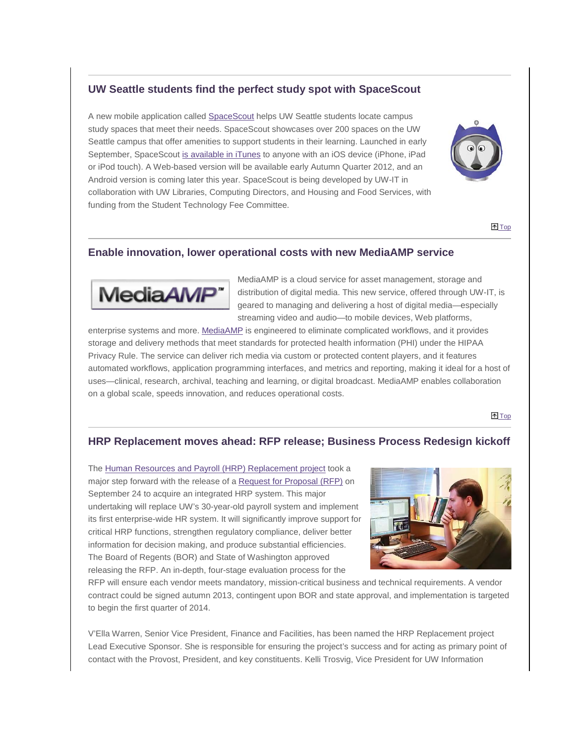## UW Seattle students find the perfect study spot with SpaceScout

A new mobile application called SpaceScout helps UW Seattle students locate campus study spaces that meet their needs. SpaceScout showcases over 200 spaces on the UW Seattle campus that offer amenities to support students in their learning. Launched in early September, SpaceScout is available in iTunes to anyone with an iOS device (iPhone, iPad or iPod touch). A Web-based version will be available early Autumn Quarter 2012, and an Android version is coming later this year. SpaceScout is being developed by UW-IT in collaboration with UW Libraries, Computing Directors, and Housing and Food Services, with funding from the Student Technology Fee Committee.

Top

## Enable innovation, lower operational costs with new MediaAMP service

MediaAMP is a cloud service for asset management, storage and distribution of digital media. This new service, offered through UW-IT, is geared to managing and delivering a host of digital media—especially streaming video and audio—to mobile devices, Web platforms, enterprise systems and more. MediaAMP is engineered to eliminate complicated workflows, and it provides storage and delivery methods that meet standards for protected health information (PHI) under the HIPAA Privacy Rule. The service can deliver rich media via custom or protected content players, and it features automated workflows, application programming interfaces, and metrics and reporting, making it ideal for a host of uses—clinical, research, archival, teaching and learning, or digital broadcast. MediaAMP enables collaboration on a global scale, speeds innovation, and reduces operational costs.

Top

## HRP Replacement moves ahead: RFP release; Business Process Redesign kickoff

The Human Resources and Payroll (HRP) Replacement project took a major step forward with the release of a Request for Proposal (RFP) on September 24 to acquire an integrated HRP system. This major undertaking will replace UW's 30-year-old payroll system and implement its first enterprise-wide HR system. It will significantly improve support for critical HRP functions, strengthen regulatory compliance, deliver better information for decision making, and produce substantial efficiencies. The Board of Regents (BOR) and State of Washington approved releasing the RFP. An in-depth, four-stage evaluation process for the RFP will ensure each vendor meets mandatory, mission-critical business and technical requirements. A vendor contract could be signed autumn 2013, contingent upon BOR and state approval, and implementation is targeted to begin the first quarter of 2014.

V'Ella Warren, Senior Vice President, Finance and Facilities, has been named the HRP Replacement project Lead Executive Sponsor. She is responsible for ensuring the project's success and for acting as primary point of contact with the Provost, President, and key constituents. Kelli Trosvig, Vice President for UW Information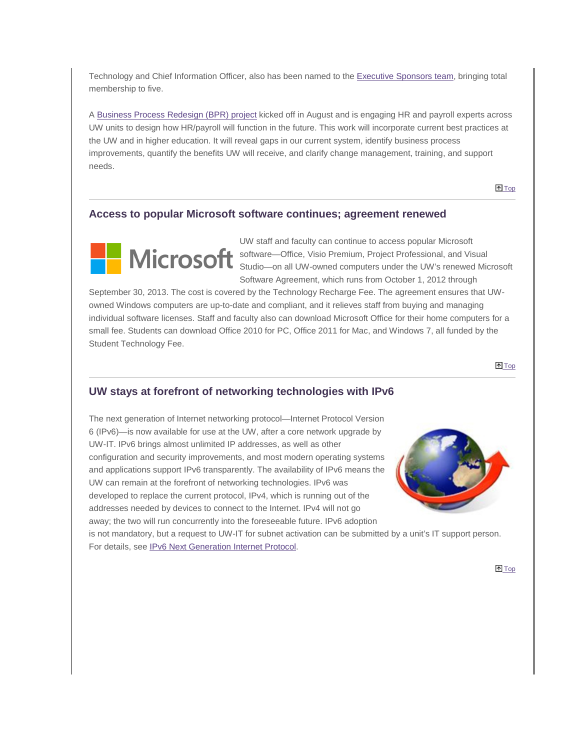Technology and Chief Information Officer, also has been named to the Executive Sponsors team, bringing total membership to five.

A Business Process Redesign (BPR) project kicked off in August and is engaging HR and payroll experts across UW units to design how HR/payroll will function in the future. This work will incorporate current best practices at the UW and in higher education. It will reveal gaps in our current system, identify business process improvements, quantify the benefits UW will receive, and clarify change management, training, and support needs.

Top

---

### Access to popular Microsoft software continues; agreement renewed

UW staff and faculty can continue to access popular Microsoft software—Office, Visio Premium, Project Professional, and Visual Studio—on all UW-owned computers under the UW's renewed Microsoft Software Agreement, which runs from October 1, 2012 through September 30, 2013. The cost is covered by the Technology Recharge Fee. The agreement ensures that UW-owned Windows computers are up-to-date and compliant, and it relieves staff from buying and managing individual software licenses. Staff and faculty also can download Microsoft Office for their home computers for a small fee. Students can download Office 2010 for PC, Office 2011 for Mac, and Windows 7, all funded by the Student Technology Fee.

Top

---

### UW stays at forefront of networking technologies with IPv6

The next generation of Internet networking protocol—Internet Protocol Version 6 (IPv6)—is now available for use at the UW, after a core network upgrade by UW-IT. IPv6 brings almost unlimited IP addresses, as well as other configuration and security improvements, and most modern operating systems and applications support IPv6 transparently. The availability of IPv6 means the UW can remain at the forefront of networking technologies. IPv6 was developed to replace the current protocol, IPv4, which is running out of the addresses needed by devices to connect to the Internet. IPv4 will not go away; the two will run concurrently into the foreseeable future. IPv6 adoption is not mandatory, but a request to UW-IT for subnet activation can be submitted by a unit's IT support person. For details, see IPv6 Next Generation Internet Protocol.

Top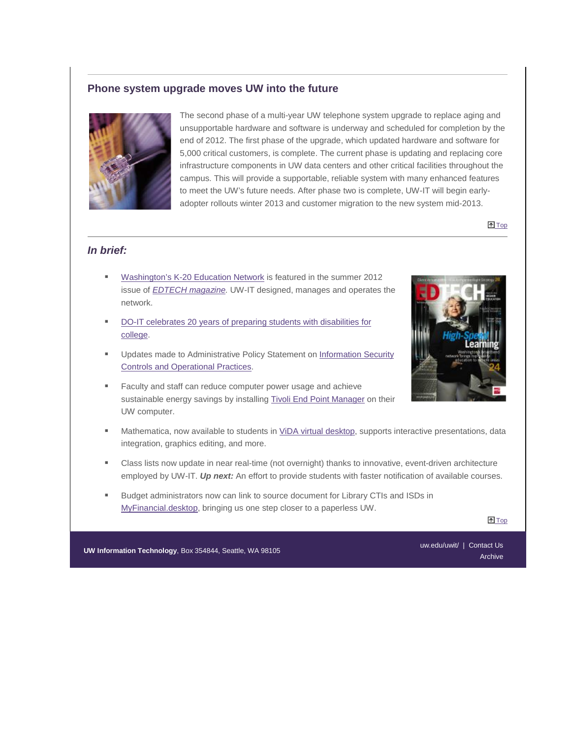## Phone system upgrade moves UW into the future

The second phase of a multi-year UW telephone system upgrade to replace aging and unsupportable hardware and software is underway and scheduled for completion by the end of 2012. The first phase of the upgrade, which updated hardware and software for 5,000 critical customers, is complete. The current phase is updating and replacing core infrastructure components in UW data centers and other critical facilities throughout the campus. This will provide a supportable, reliable system with many enhanced features to meet the UW's future needs. After phase two is complete, UW-IT will begin early-adopter rollouts winter 2013 and customer migration to the new system mid-2013.

Top

## *In brief:*

- Washington's K-20 Education Network is featured in the summer 2012 issue of *EDTECH magazine.* UW-IT designed, manages and operates the network.
- DO-IT celebrates 20 years of preparing students with disabilities for college.
- Updates made to Administrative Policy Statement on Information Security Controls and Operational Practices.
- Faculty and staff can reduce computer power usage and achieve sustainable energy savings by installing Tivoli End Point Manager on their UW computer.
- Mathematica, now available to students in ViDA virtual desktop, supports interactive presentations, data integration, graphics editing, and more.
- Class lists now update in near real-time (not overnight) thanks to innovative, event-driven architecture employed by UW-IT. ***Up next:*** An effort to provide students with faster notification of available courses.
- Budget administrators now can link to source document for Library CTIs and ISDs in MyFinancial.desktop, bringing us one step closer to a paperless UW.

Top

**UW Information Technology**, Box 354844, Seattle, WA 98105

uw.edu/uwit/ | Contact Us
Archive